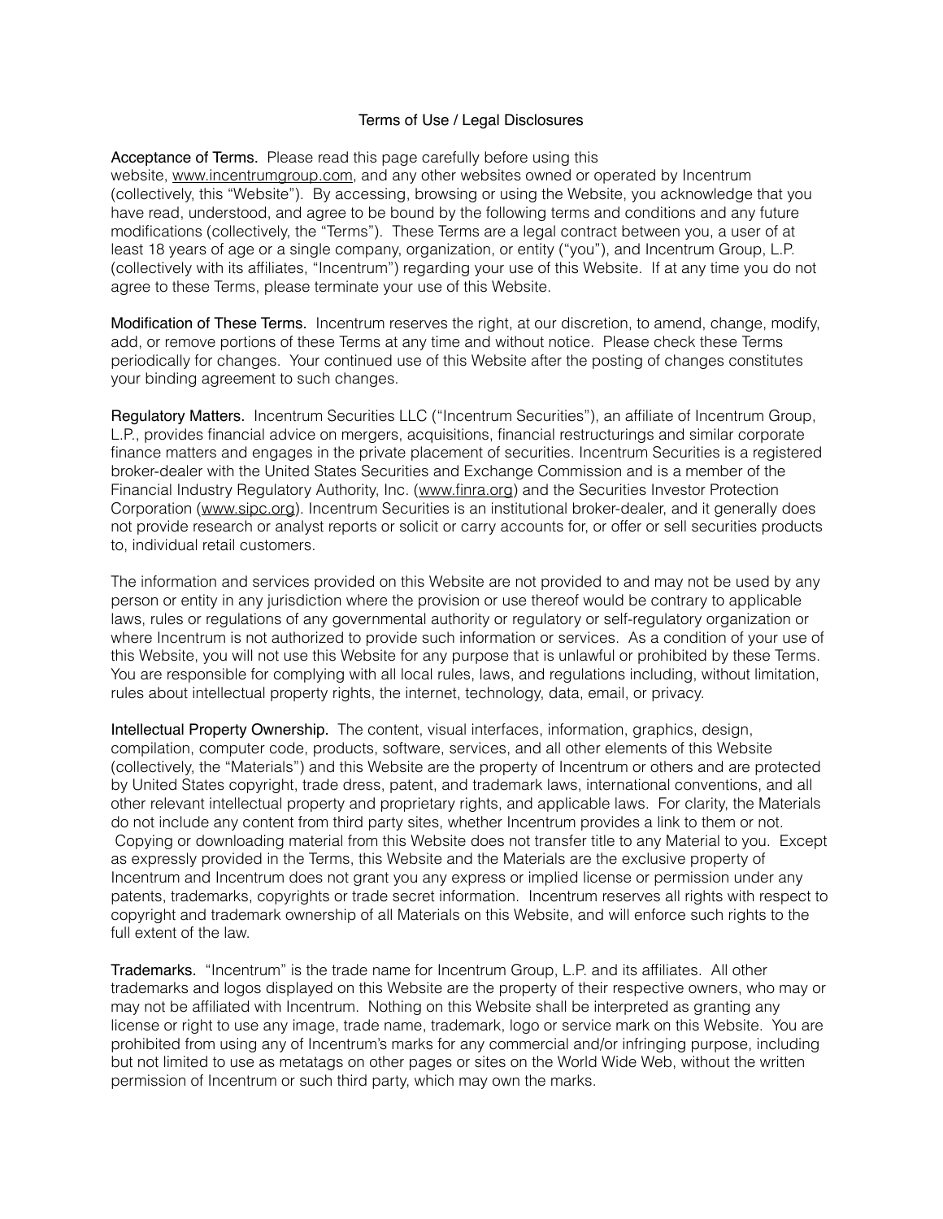# Terms of Use / Legal Disclosures

**Acceptance of Terms.** Please read this page carefully before using this website, www.incentrumgroup.com, and any other websites owned or operated by Incentrum (collectively, this "Website"). By accessing, browsing or using the Website, you acknowledge that you have read, understood, and agree to be bound by the following terms and conditions and any future modifications (collectively, the "Terms"). These Terms are a legal contract between you, a user of at least 18 years of age or a single company, organization, or entity ("you"), and Incentrum Group, L.P. (collectively with its affiliates, "Incentrum") regarding your use of this Website. If at any time you do not agree to these Terms, please terminate your use of this Website.

**Modification of These Terms.** Incentrum reserves the right, at our discretion, to amend, change, modify, add, or remove portions of these Terms at any time and without notice. Please check these Terms periodically for changes. Your continued use of this Website after the posting of changes constitutes your binding agreement to such changes.

**Regulatory Matters.** Incentrum Securities LLC ("Incentrum Securities"), an affiliate of Incentrum Group, L.P., provides financial advice on mergers, acquisitions, financial restructurings and similar corporate finance matters and engages in the private placement of securities. Incentrum Securities is a registered broker-dealer with the United States Securities and Exchange Commission and is a member of the Financial Industry Regulatory Authority, Inc. (www.finra.org) and the Securities Investor Protection Corporation (www.sipc.org). Incentrum Securities is an institutional broker-dealer, and it generally does not provide research or analyst reports or solicit or carry accounts for, or offer or sell securities products to, individual retail customers.

The information and services provided on this Website are not provided to and may not be used by any person or entity in any jurisdiction where the provision or use thereof would be contrary to applicable laws, rules or regulations of any governmental authority or regulatory or self-regulatory organization or where Incentrum is not authorized to provide such information or services. As a condition of your use of this Website, you will not use this Website for any purpose that is unlawful or prohibited by these Terms. You are responsible for complying with all local rules, laws, and regulations including, without limitation, rules about intellectual property rights, the internet, technology, data, email, or privacy.

**Intellectual Property Ownership.** The content, visual interfaces, information, graphics, design, compilation, computer code, products, software, services, and all other elements of this Website (collectively, the "Materials") and this Website are the property of Incentrum or others and are protected by United States copyright, trade dress, patent, and trademark laws, international conventions, and all other relevant intellectual property and proprietary rights, and applicable laws. For clarity, the Materials do not include any content from third party sites, whether Incentrum provides a link to them or not. Copying or downloading material from this Website does not transfer title to any Material to you. Except as expressly provided in the Terms, this Website and the Materials are the exclusive property of Incentrum and Incentrum does not grant you any express or implied license or permission under any patents, trademarks, copyrights or trade secret information. Incentrum reserves all rights with respect to copyright and trademark ownership of all Materials on this Website, and will enforce such rights to the full extent of the law.

**Trademarks.** "Incentrum" is the trade name for Incentrum Group, L.P. and its affiliates. All other trademarks and logos displayed on this Website are the property of their respective owners, who may or may not be affiliated with Incentrum. Nothing on this Website shall be interpreted as granting any license or right to use any image, trade name, trademark, logo or service mark on this Website. You are prohibited from using any of Incentrum's marks for any commercial and/or infringing purpose, including but not limited to use as metatags on other pages or sites on the World Wide Web, without the written permission of Incentrum or such third party, which may own the marks.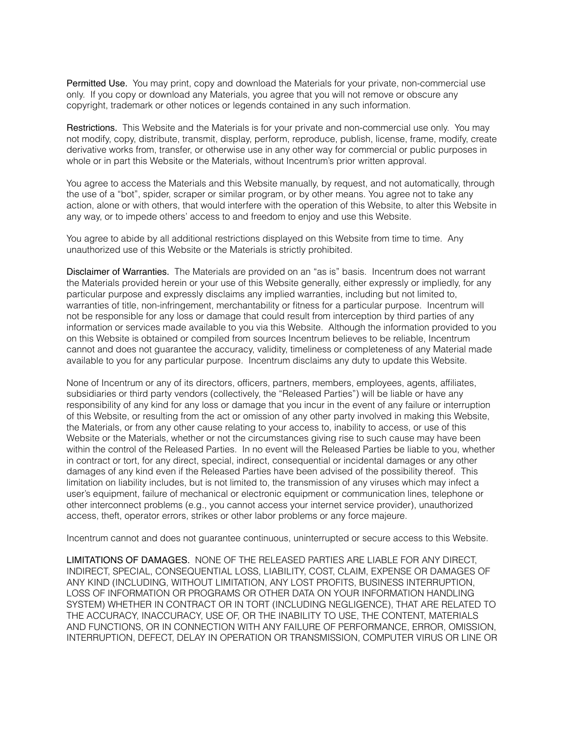Permitted Use. You may print, copy and download the Materials for your private, non-commercial use only. If you copy or download any Materials, you agree that you will not remove or obscure any copyright, trademark or other notices or legends contained in any such information.

Restrictions. This Website and the Materials is for your private and non-commercial use only. You may not modify, copy, distribute, transmit, display, perform, reproduce, publish, license, frame, modify, create derivative works from, transfer, or otherwise use in any other way for commercial or public purposes in whole or in part this Website or the Materials, without Incentrum's prior written approval.

You agree to access the Materials and this Website manually, by request, and not automatically, through the use of a "bot", spider, scraper or similar program, or by other means. You agree not to take any action, alone or with others, that would interfere with the operation of this Website, to alter this Website in any way, or to impede others' access to and freedom to enjoy and use this Website.

You agree to abide by all additional restrictions displayed on this Website from time to time. Any unauthorized use of this Website or the Materials is strictly prohibited.

Disclaimer of Warranties. The Materials are provided on an "as is" basis. Incentrum does not warrant the Materials provided herein or your use of this Website generally, either expressly or impliedly, for any particular purpose and expressly disclaims any implied warranties, including but not limited to, warranties of title, non-infringement, merchantability or fitness for a particular purpose. Incentrum will not be responsible for any loss or damage that could result from interception by third parties of any information or services made available to you via this Website. Although the information provided to you on this Website is obtained or compiled from sources Incentrum believes to be reliable, Incentrum cannot and does not guarantee the accuracy, validity, timeliness or completeness of any Material made available to you for any particular purpose. Incentrum disclaims any duty to update this Website.

None of Incentrum or any of its directors, officers, partners, members, employees, agents, affiliates, subsidiaries or third party vendors (collectively, the "Released Parties") will be liable or have any responsibility of any kind for any loss or damage that you incur in the event of any failure or interruption of this Website, or resulting from the act or omission of any other party involved in making this Website, the Materials, or from any other cause relating to your access to, inability to access, or use of this Website or the Materials, whether or not the circumstances giving rise to such cause may have been within the control of the Released Parties. In no event will the Released Parties be liable to you, whether in contract or tort, for any direct, special, indirect, consequential or incidental damages or any other damages of any kind even if the Released Parties have been advised of the possibility thereof. This limitation on liability includes, but is not limited to, the transmission of any viruses which may infect a user's equipment, failure of mechanical or electronic equipment or communication lines, telephone or other interconnect problems (e.g., you cannot access your internet service provider), unauthorized access, theft, operator errors, strikes or other labor problems or any force majeure.

Incentrum cannot and does not guarantee continuous, uninterrupted or secure access to this Website.

LIMITATIONS OF DAMAGES. NONE OF THE RELEASED PARTIES ARE LIABLE FOR ANY DIRECT, INDIRECT, SPECIAL, CONSEQUENTIAL LOSS, LIABILITY, COST, CLAIM, EXPENSE OR DAMAGES OF ANY KIND (INCLUDING, WITHOUT LIMITATION, ANY LOST PROFITS, BUSINESS INTERRUPTION, LOSS OF INFORMATION OR PROGRAMS OR OTHER DATA ON YOUR INFORMATION HANDLING SYSTEM) WHETHER IN CONTRACT OR IN TORT (INCLUDING NEGLIGENCE), THAT ARE RELATED TO THE ACCURACY, INACCURACY, USE OF, OR THE INABILITY TO USE, THE CONTENT, MATERIALS AND FUNCTIONS, OR IN CONNECTION WITH ANY FAILURE OF PERFORMANCE, ERROR, OMISSION, INTERRUPTION, DEFECT, DELAY IN OPERATION OR TRANSMISSION, COMPUTER VIRUS OR LINE OR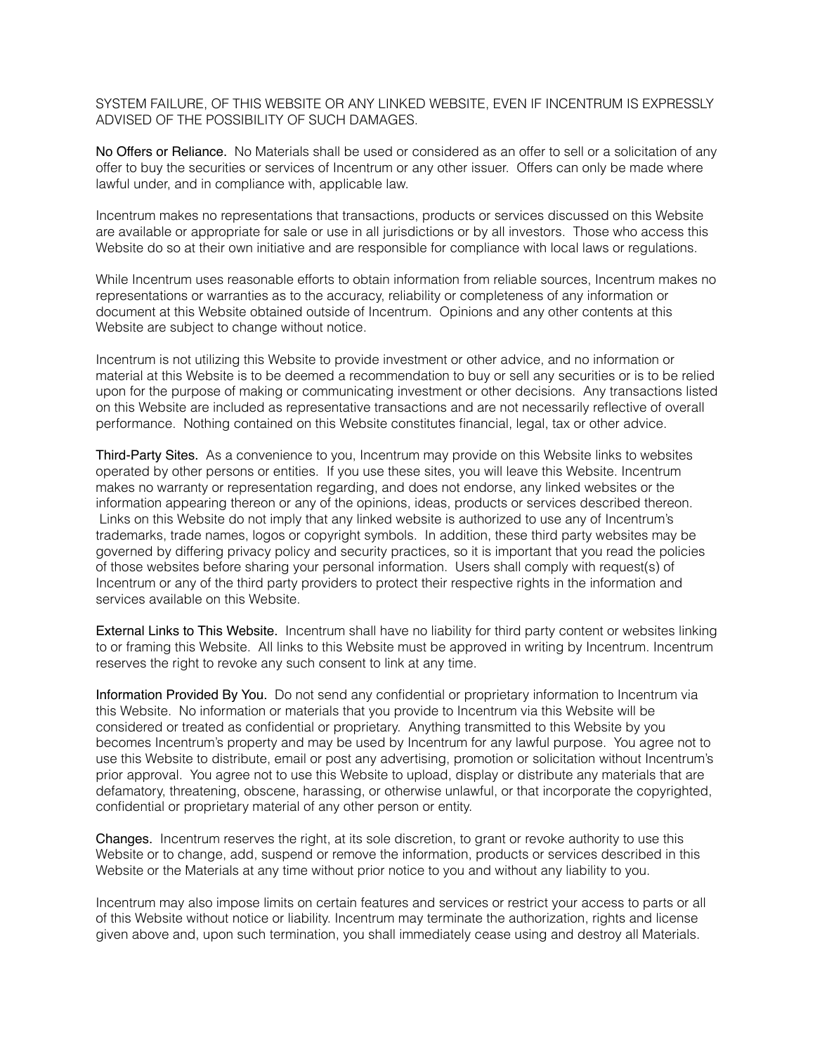SYSTEM FAILURE, OF THIS WEBSITE OR ANY LINKED WEBSITE, EVEN IF INCENTRUM IS EXPRESSLY ADVISED OF THE POSSIBILITY OF SUCH DAMAGES.

**No Offers or Reliance.** No Materials shall be used or considered as an offer to sell or a solicitation of any offer to buy the securities or services of Incentrum or any other issuer. Offers can only be made where lawful under, and in compliance with, applicable law.

Incentrum makes no representations that transactions, products or services discussed on this Website are available or appropriate for sale or use in all jurisdictions or by all investors. Those who access this Website do so at their own initiative and are responsible for compliance with local laws or regulations.

While Incentrum uses reasonable efforts to obtain information from reliable sources, Incentrum makes no representations or warranties as to the accuracy, reliability or completeness of any information or document at this Website obtained outside of Incentrum. Opinions and any other contents at this Website are subject to change without notice.

Incentrum is not utilizing this Website to provide investment or other advice, and no information or material at this Website is to be deemed a recommendation to buy or sell any securities or is to be relied upon for the purpose of making or communicating investment or other decisions. Any transactions listed on this Website are included as representative transactions and are not necessarily reflective of overall performance. Nothing contained on this Website constitutes financial, legal, tax or other advice.

**Third-Party Sites.** As a convenience to you, Incentrum may provide on this Website links to websites operated by other persons or entities. If you use these sites, you will leave this Website. Incentrum makes no warranty or representation regarding, and does not endorse, any linked websites or the information appearing thereon or any of the opinions, ideas, products or services described thereon. Links on this Website do not imply that any linked website is authorized to use any of Incentrum's trademarks, trade names, logos or copyright symbols. In addition, these third party websites may be governed by differing privacy policy and security practices, so it is important that you read the policies of those websites before sharing your personal information. Users shall comply with request(s) of Incentrum or any of the third party providers to protect their respective rights in the information and services available on this Website.

**External Links to This Website.** Incentrum shall have no liability for third party content or websites linking to or framing this Website. All links to this Website must be approved in writing by Incentrum. Incentrum reserves the right to revoke any such consent to link at any time.

**Information Provided By You.** Do not send any confidential or proprietary information to Incentrum via this Website. No information or materials that you provide to Incentrum via this Website will be considered or treated as confidential or proprietary. Anything transmitted to this Website by you becomes Incentrum's property and may be used by Incentrum for any lawful purpose. You agree not to use this Website to distribute, email or post any advertising, promotion or solicitation without Incentrum's prior approval. You agree not to use this Website to upload, display or distribute any materials that are defamatory, threatening, obscene, harassing, or otherwise unlawful, or that incorporate the copyrighted, confidential or proprietary material of any other person or entity.

**Changes.** Incentrum reserves the right, at its sole discretion, to grant or revoke authority to use this Website or to change, add, suspend or remove the information, products or services described in this Website or the Materials at any time without prior notice to you and without any liability to you.

Incentrum may also impose limits on certain features and services or restrict your access to parts or all of this Website without notice or liability. Incentrum may terminate the authorization, rights and license given above and, upon such termination, you shall immediately cease using and destroy all Materials.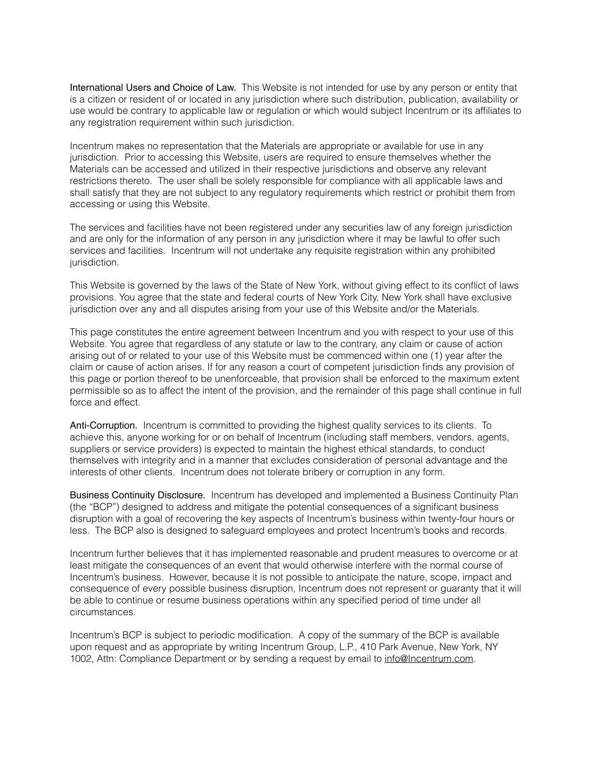International Users and Choice of Law. This Website is not intended for use by any person or entity that is a citizen or resident of or located in any jurisdiction where such distribution, publication, availability or use would be contrary to applicable law or regulation or which would subject Incentrum or its affiliates to any registration requirement within such jurisdiction.

Incentrum makes no representation that the Materials are appropriate or available for use in any jurisdiction. Prior to accessing this Website, users are required to ensure themselves whether the Materials can be accessed and utilized in their respective jurisdictions and observe any relevant restrictions thereto. The user shall be solely responsible for compliance with all applicable laws and shall satisfy that they are not subject to any regulatory requirements which restrict or prohibit them from accessing or using this Website.

The services and facilities have not been registered under any securities law of any foreign jurisdiction and are only for the information of any person in any jurisdiction where it may be lawful to offer such services and facilities. Incentrum will not undertake any requisite registration within any prohibited jurisdiction.

This Website is governed by the laws of the State of New York, without giving effect to its conflict of laws provisions. You agree that the state and federal courts of New York City, New York shall have exclusive jurisdiction over any and all disputes arising from your use of this Website and/or the Materials.

This page constitutes the entire agreement between Incentrum and you with respect to your use of this Website. You agree that regardless of any statute or law to the contrary, any claim or cause of action arising out of or related to your use of this Website must be commenced within one (1) year after the claim or cause of action arises. If for any reason a court of competent jurisdiction finds any provision of this page or portion thereof to be unenforceable, that provision shall be enforced to the maximum extent permissible so as to affect the intent of the provision, and the remainder of this page shall continue in full force and effect.

Anti-Corruption. Incentrum is committed to providing the highest quality services to its clients. To achieve this, anyone working for or on behalf of Incentrum (including staff members, vendors, agents, suppliers or service providers) is expected to maintain the highest ethical standards, to conduct themselves with integrity and in a manner that excludes consideration of personal advantage and the interests of other clients. Incentrum does not tolerate bribery or corruption in any form.

Business Continuity Disclosure. Incentrum has developed and implemented a Business Continuity Plan (the "BCP") designed to address and mitigate the potential consequences of a significant business disruption with a goal of recovering the key aspects of Incentrum's business within twenty-four hours or less. The BCP also is designed to safeguard employees and protect Incentrum's books and records.

Incentrum further believes that it has implemented reasonable and prudent measures to overcome or at least mitigate the consequences of an event that would otherwise interfere with the normal course of Incentrum's business. However, because it is not possible to anticipate the nature, scope, impact and consequence of every possible business disruption, Incentrum does not represent or guaranty that it will be able to continue or resume business operations within any specified period of time under all circumstances.

Incentrum's BCP is subject to periodic modification. A copy of the summary of the BCP is available upon request and as appropriate by writing Incentrum Group, L.P., 410 Park Avenue, New York, NY 1002, Attn: Compliance Department or by sending a request by email to info@Incentrum.com.